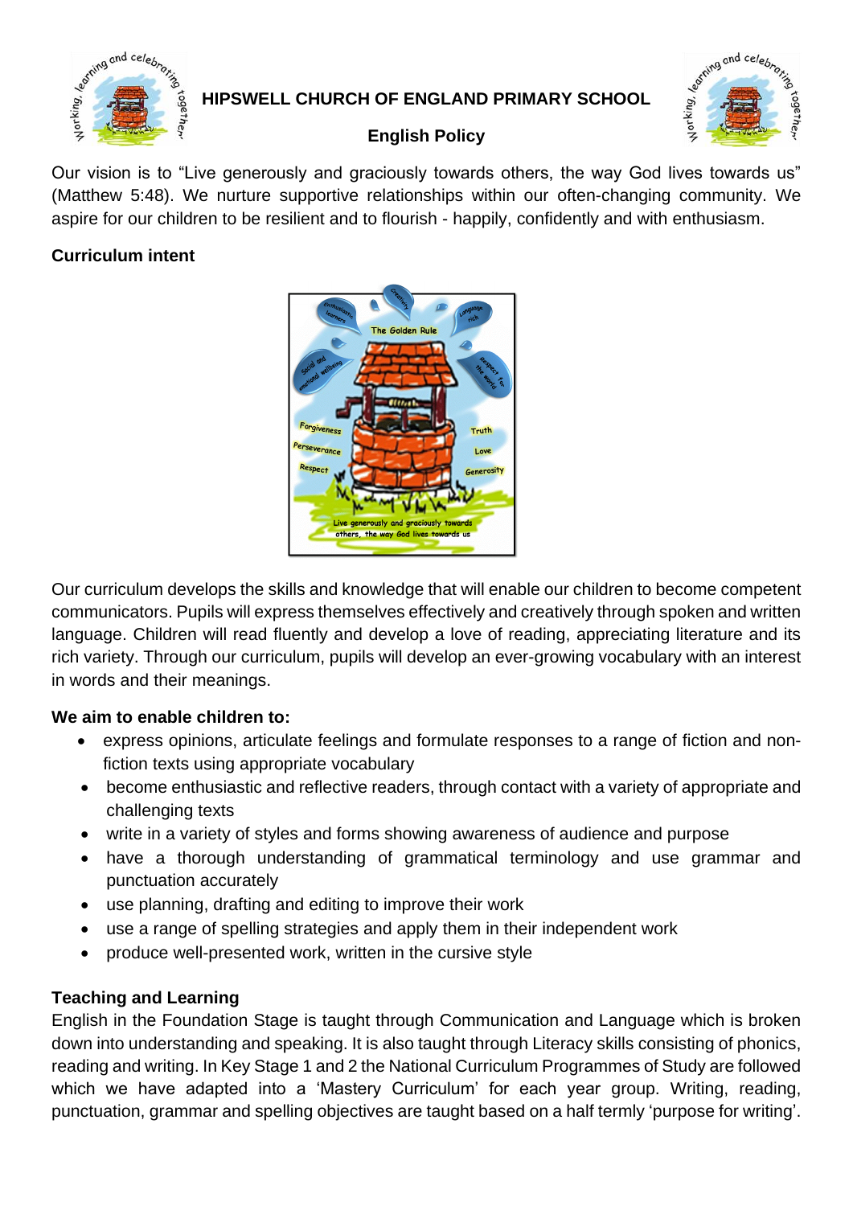# HIPSWELL CHURCH OF ENGLAND PRIMARY SCHOOL

## English Policy

Our vision is to "Live generously and graciously towards others, the way God lives towards us" (Matthew 5:48). We nurture supportive relationships within our often-changing community. We aspire for our children to be resilient and to flourish - happily, confidently and with enthusiasm.

**Curriculum intent**

Our curriculum develops the skills and knowledge that will enable our children to become competent communicators. Pupils will express themselves effectively and creatively through spoken and written language. Children will read fluently and develop a love of reading, appreciating literature and its rich variety. Through our curriculum, pupils will develop an ever-growing vocabulary with an interest in words and their meanings.

**We aim to enable children to:**

- express opinions, articulate feelings and formulate responses to a range of fiction and non-fiction texts using appropriate vocabulary
- become enthusiastic and reflective readers, through contact with a variety of appropriate and challenging texts
- write in a variety of styles and forms showing awareness of audience and purpose
- have a thorough understanding of grammatical terminology and use grammar and punctuation accurately
- use planning, drafting and editing to improve their work
- use a range of spelling strategies and apply them in their independent work
- produce well-presented work, written in the cursive style

**Teaching and Learning**

English in the Foundation Stage is taught through Communication and Language which is broken down into understanding and speaking. It is also taught through Literacy skills consisting of phonics, reading and writing. In Key Stage 1 and 2 the National Curriculum Programmes of Study are followed which we have adapted into a 'Mastery Curriculum' for each year group. Writing, reading, punctuation, grammar and spelling objectives are taught based on a half termly 'purpose for writing'.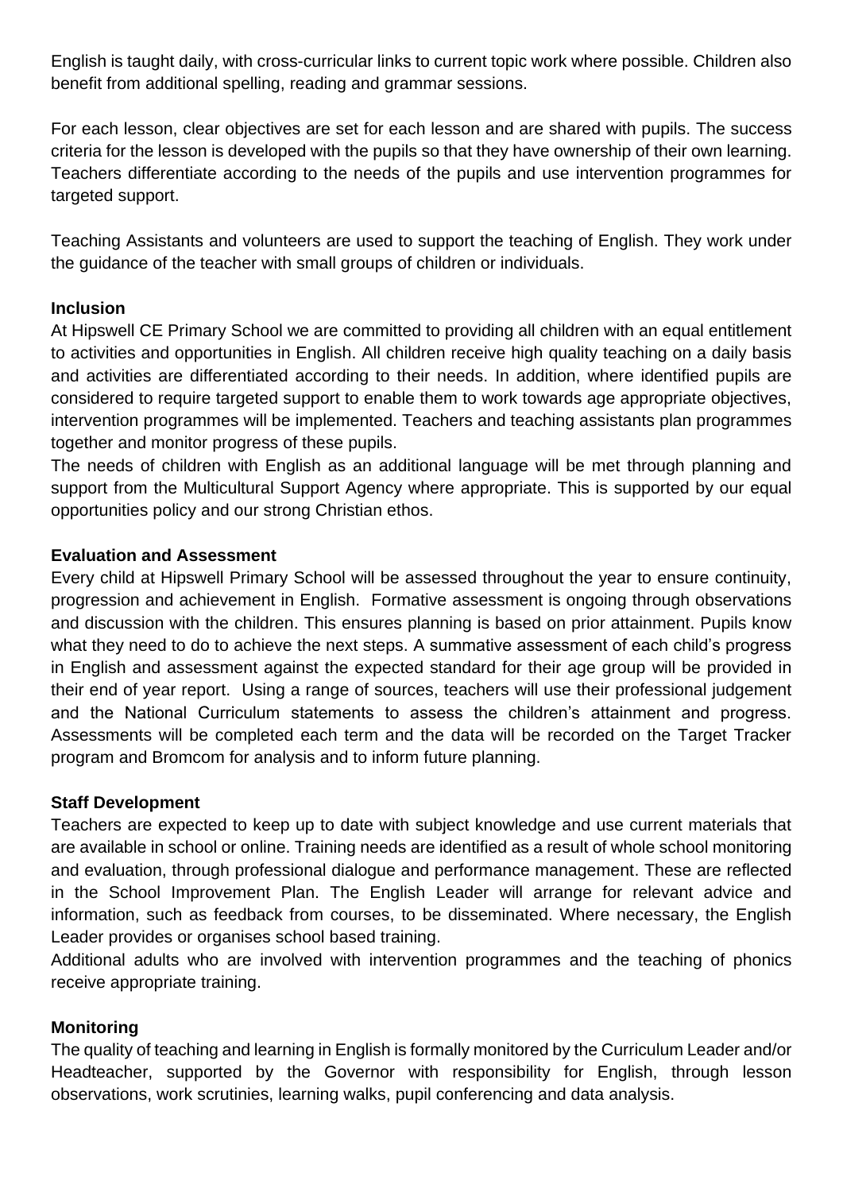English is taught daily, with cross-curricular links to current topic work where possible. Children also benefit from additional spelling, reading and grammar sessions.

For each lesson, clear objectives are set for each lesson and are shared with pupils. The success criteria for the lesson is developed with the pupils so that they have ownership of their own learning. Teachers differentiate according to the needs of the pupils and use intervention programmes for targeted support.

Teaching Assistants and volunteers are used to support the teaching of English. They work under the guidance of the teacher with small groups of children or individuals.

**Inclusion**

At Hipswell CE Primary School we are committed to providing all children with an equal entitlement to activities and opportunities in English. All children receive high quality teaching on a daily basis and activities are differentiated according to their needs. In addition, where identified pupils are considered to require targeted support to enable them to work towards age appropriate objectives, intervention programmes will be implemented. Teachers and teaching assistants plan programmes together and monitor progress of these pupils.

The needs of children with English as an additional language will be met through planning and support from the Multicultural Support Agency where appropriate. This is supported by our equal opportunities policy and our strong Christian ethos.

**Evaluation and Assessment**

Every child at Hipswell Primary School will be assessed throughout the year to ensure continuity, progression and achievement in English. Formative assessment is ongoing through observations and discussion with the children. This ensures planning is based on prior attainment. Pupils know what they need to do to achieve the next steps. A summative assessment of each child's progress in English and assessment against the expected standard for their age group will be provided in their end of year report. Using a range of sources, teachers will use their professional judgement and the National Curriculum statements to assess the children's attainment and progress. Assessments will be completed each term and the data will be recorded on the Target Tracker program and Bromcom for analysis and to inform future planning.

**Staff Development**

Teachers are expected to keep up to date with subject knowledge and use current materials that are available in school or online. Training needs are identified as a result of whole school monitoring and evaluation, through professional dialogue and performance management. These are reflected in the School Improvement Plan. The English Leader will arrange for relevant advice and information, such as feedback from courses, to be disseminated. Where necessary, the English Leader provides or organises school based training.

Additional adults who are involved with intervention programmes and the teaching of phonics receive appropriate training.

**Monitoring**

The quality of teaching and learning in English is formally monitored by the Curriculum Leader and/or Headteacher, supported by the Governor with responsibility for English, through lesson observations, work scrutinies, learning walks, pupil conferencing and data analysis.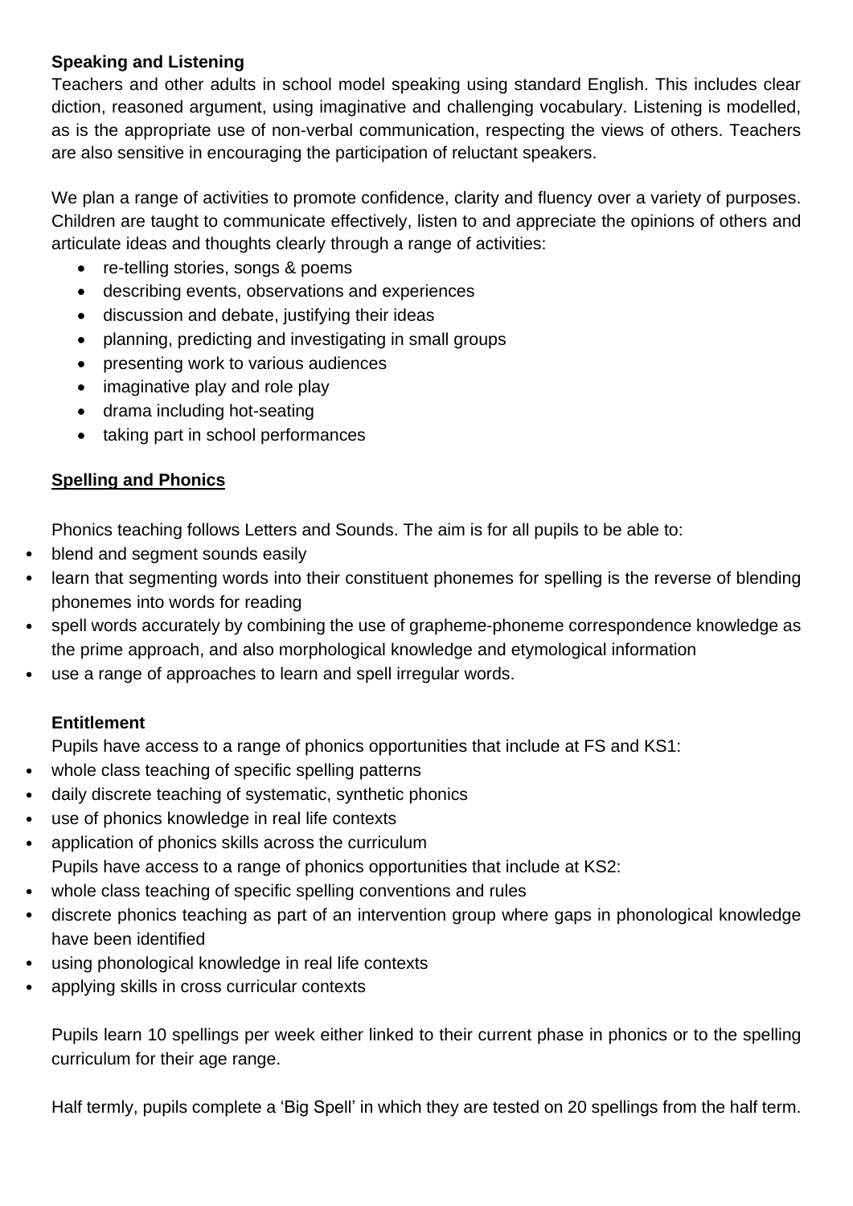**Speaking and Listening**

Teachers and other adults in school model speaking using standard English. This includes clear diction, reasoned argument, using imaginative and challenging vocabulary. Listening is modelled, as is the appropriate use of non-verbal communication, respecting the views of others. Teachers are also sensitive in encouraging the participation of reluctant speakers.

We plan a range of activities to promote confidence, clarity and fluency over a variety of purposes. Children are taught to communicate effectively, listen to and appreciate the opinions of others and articulate ideas and thoughts clearly through a range of activities:

- re-telling stories, songs & poems
- describing events, observations and experiences
- discussion and debate, justifying their ideas
- planning, predicting and investigating in small groups
- presenting work to various audiences
- imaginative play and role play
- drama including hot-seating
- taking part in school performances

**<u>Spelling and Phonics</u>**

Phonics teaching follows Letters and Sounds. The aim is for all pupils to be able to:

- blend and segment sounds easily
- learn that segmenting words into their constituent phonemes for spelling is the reverse of blending phonemes into words for reading
- spell words accurately by combining the use of grapheme-phoneme correspondence knowledge as the prime approach, and also morphological knowledge and etymological information
- use a range of approaches to learn and spell irregular words.

**Entitlement**

Pupils have access to a range of phonics opportunities that include at FS and KS1:

- whole class teaching of specific spelling patterns
- daily discrete teaching of systematic, synthetic phonics
- use of phonics knowledge in real life contexts
- application of phonics skills across the curriculum

Pupils have access to a range of phonics opportunities that include at KS2:

- whole class teaching of specific spelling conventions and rules
- discrete phonics teaching as part of an intervention group where gaps in phonological knowledge have been identified
- using phonological knowledge in real life contexts
- applying skills in cross curricular contexts

Pupils learn 10 spellings per week either linked to their current phase in phonics or to the spelling curriculum for their age range.

Half termly, pupils complete a 'Big Spell' in which they are tested on 20 spellings from the half term.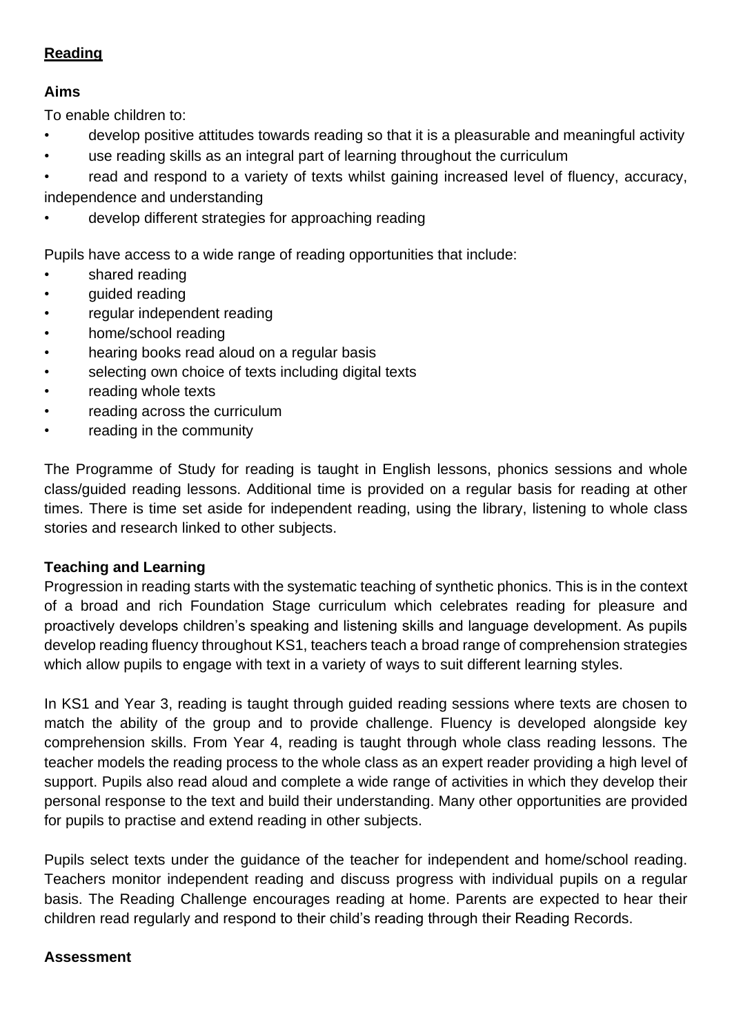## Reading

### Aims

To enable children to:

- develop positive attitudes towards reading so that it is a pleasurable and meaningful activity
- use reading skills as an integral part of learning throughout the curriculum
- read and respond to a variety of texts whilst gaining increased level of fluency, accuracy, independence and understanding
- develop different strategies for approaching reading

Pupils have access to a wide range of reading opportunities that include:

- shared reading
- guided reading
- regular independent reading
- home/school reading
- hearing books read aloud on a regular basis
- selecting own choice of texts including digital texts
- reading whole texts
- reading across the curriculum
- reading in the community

The Programme of Study for reading is taught in English lessons, phonics sessions and whole class/guided reading lessons. Additional time is provided on a regular basis for reading at other times. There is time set aside for independent reading, using the library, listening to whole class stories and research linked to other subjects.

### Teaching and Learning

Progression in reading starts with the systematic teaching of synthetic phonics. This is in the context of a broad and rich Foundation Stage curriculum which celebrates reading for pleasure and proactively develops children's speaking and listening skills and language development. As pupils develop reading fluency throughout KS1, teachers teach a broad range of comprehension strategies which allow pupils to engage with text in a variety of ways to suit different learning styles.

In KS1 and Year 3, reading is taught through guided reading sessions where texts are chosen to match the ability of the group and to provide challenge. Fluency is developed alongside key comprehension skills. From Year 4, reading is taught through whole class reading lessons. The teacher models the reading process to the whole class as an expert reader providing a high level of support. Pupils also read aloud and complete a wide range of activities in which they develop their personal response to the text and build their understanding. Many other opportunities are provided for pupils to practise and extend reading in other subjects.

Pupils select texts under the guidance of the teacher for independent and home/school reading. Teachers monitor independent reading and discuss progress with individual pupils on a regular basis. The Reading Challenge encourages reading at home. Parents are expected to hear their children read regularly and respond to their child's reading through their Reading Records.

### Assessment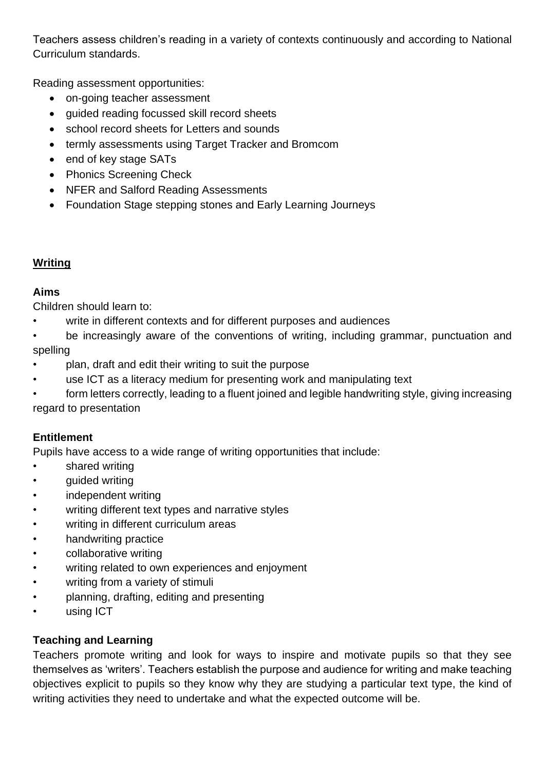Teachers assess children's reading in a variety of contexts continuously and according to National Curriculum standards.

Reading assessment opportunities:

- on-going teacher assessment
- guided reading focussed skill record sheets
- school record sheets for Letters and sounds
- termly assessments using Target Tracker and Bromcom
- end of key stage SATs
- Phonics Screening Check
- NFER and Salford Reading Assessments
- Foundation Stage stepping stones and Early Learning Journeys

## Writing

### Aims

Children should learn to:

- write in different contexts and for different purposes and audiences
- be increasingly aware of the conventions of writing, including grammar, punctuation and spelling
- plan, draft and edit their writing to suit the purpose
- use ICT as a literacy medium for presenting work and manipulating text
- form letters correctly, leading to a fluent joined and legible handwriting style, giving increasing regard to presentation

### Entitlement

Pupils have access to a wide range of writing opportunities that include:

- shared writing
- guided writing
- independent writing
- writing different text types and narrative styles
- writing in different curriculum areas
- handwriting practice
- collaborative writing
- writing related to own experiences and enjoyment
- writing from a variety of stimuli
- planning, drafting, editing and presenting
- using ICT

### Teaching and Learning

Teachers promote writing and look for ways to inspire and motivate pupils so that they see themselves as 'writers'. Teachers establish the purpose and audience for writing and make teaching objectives explicit to pupils so they know why they are studying a particular text type, the kind of writing activities they need to undertake and what the expected outcome will be.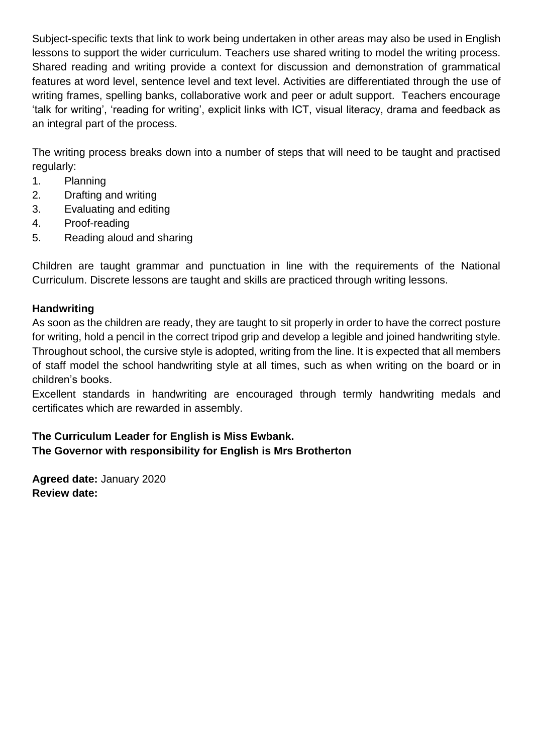Subject-specific texts that link to work being undertaken in other areas may also be used in English lessons to support the wider curriculum. Teachers use shared writing to model the writing process. Shared reading and writing provide a context for discussion and demonstration of grammatical features at word level, sentence level and text level. Activities are differentiated through the use of writing frames, spelling banks, collaborative work and peer or adult support. Teachers encourage 'talk for writing', 'reading for writing', explicit links with ICT, visual literacy, drama and feedback as an integral part of the process.

The writing process breaks down into a number of steps that will need to be taught and practised regularly:

1. Planning
2. Drafting and writing
3. Evaluating and editing
4. Proof-reading
5. Reading aloud and sharing

Children are taught grammar and punctuation in line with the requirements of the National Curriculum. Discrete lessons are taught and skills are practiced through writing lessons.

**Handwriting**

As soon as the children are ready, they are taught to sit properly in order to have the correct posture for writing, hold a pencil in the correct tripod grip and develop a legible and joined handwriting style. Throughout school, the cursive style is adopted, writing from the line. It is expected that all members of staff model the school handwriting style at all times, such as when writing on the board or in children's books.

Excellent standards in handwriting are encouraged through termly handwriting medals and certificates which are rewarded in assembly.

**The Curriculum Leader for English is Miss Ewbank.**
**The Governor with responsibility for English is Mrs Brotherton**

**Agreed date:** January 2020
**Review date:**